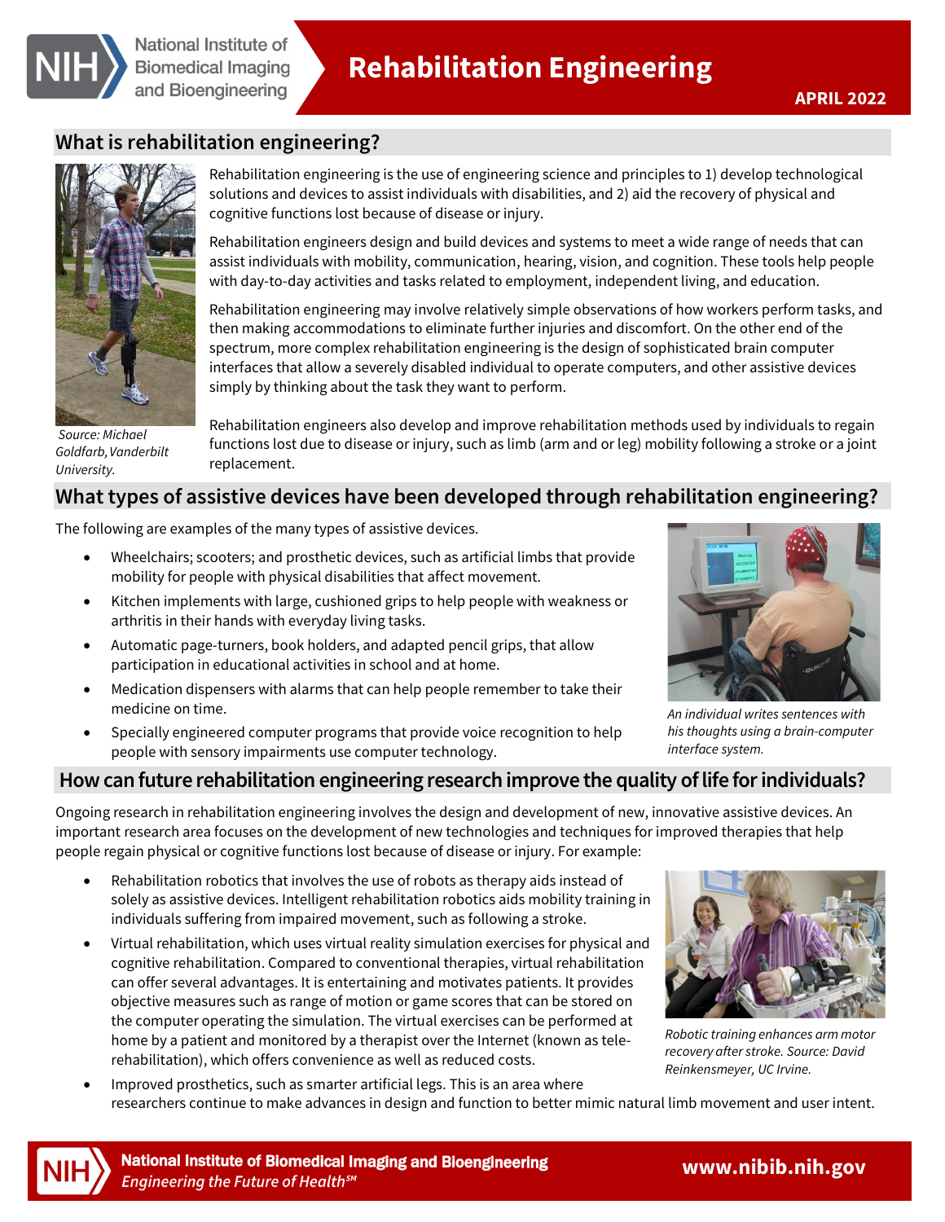# Rehabilitation Engineering

APRIL 2022

## What is rehabilitation engineering?

Source: Michael Goldfarb, Vanderbilt University.

Rehabilitation engineering is the use of engineering science and principles to 1) develop technological solutions and devices to assist individuals with disabilities, and 2) aid the recovery of physical and cognitive functions lost because of disease or injury.

Rehabilitation engineers design and build devices and systems to meet a wide range of needs that can assist individuals with mobility, communication, hearing, vision, and cognition. These tools help people with day-to-day activities and tasks related to employment, independent living, and education.

Rehabilitation engineering may involve relatively simple observations of how workers perform tasks, and then making accommodations to eliminate further injuries and discomfort. On the other end of the spectrum, more complex rehabilitation engineering is the design of sophisticated brain computer interfaces that allow a severely disabled individual to operate computers, and other assistive devices simply by thinking about the task they want to perform.

Rehabilitation engineers also develop and improve rehabilitation methods used by individuals to regain functions lost due to disease or injury, such as limb (arm and or leg) mobility following a stroke or a joint replacement.

## What types of assistive devices have been developed through rehabilitation engineering?

The following are examples of the many types of assistive devices.

- Wheelchairs; scooters; and prosthetic devices, such as artificial limbs that provide mobility for people with physical disabilities that affect movement.
- Kitchen implements with large, cushioned grips to help people with weakness or arthritis in their hands with everyday living tasks.
- Automatic page-turners, book holders, and adapted pencil grips, that allow participation in educational activities in school and at home.
- Medication dispensers with alarms that can help people remember to take their medicine on time.
- Specially engineered computer programs that provide voice recognition to help people with sensory impairments use computer technology.

*An individual writes sentences with his thoughts using a brain-computer interface system.*

## How can future rehabilitation engineering research improve the quality of life for individuals?

Ongoing research in rehabilitation engineering involves the design and development of new, innovative assistive devices. An important research area focuses on the development of new technologies and techniques for improved therapies that help people regain physical or cognitive functions lost because of disease or injury. For example:

- Rehabilitation robotics that involves the use of robots as therapy aids instead of solely as assistive devices. Intelligent rehabilitation robotics aids mobility training in individuals suffering from impaired movement, such as following a stroke.
- Virtual rehabilitation, which uses virtual reality simulation exercises for physical and cognitive rehabilitation. Compared to conventional therapies, virtual rehabilitation can offer several advantages. It is entertaining and motivates patients. It provides objective measures such as range of motion or game scores that can be stored on the computer operating the simulation. The virtual exercises can be performed at home by a patient and monitored by a therapist over the Internet (known as tele-rehabilitation), which offers convenience as well as reduced costs.
- Improved prosthetics, such as smarter artificial legs. This is an area where researchers continue to make advances in design and function to better mimic natural limb movement and user intent.

*Robotic training enhances arm motor recovery after stroke. Source: David Reinkensmeyer, UC Irvine.*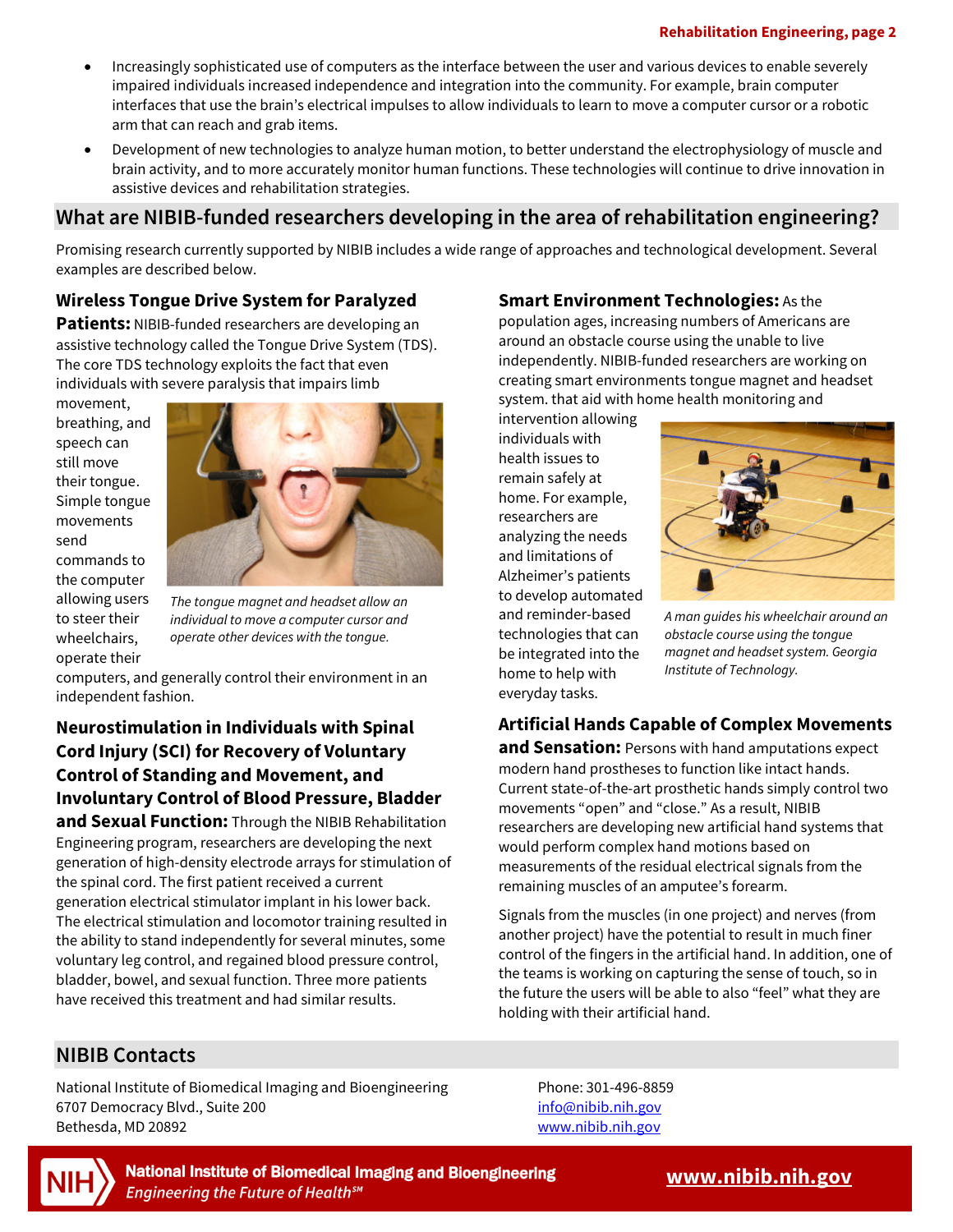- Increasingly sophisticated use of computers as the interface between the user and various devices to enable severely impaired individuals increased independence and integration into the community. For example, brain computer interfaces that use the brain's electrical impulses to allow individuals to learn to move a computer cursor or a robotic arm that can reach and grab items.
- Development of new technologies to analyze human motion, to better understand the electrophysiology of muscle and brain activity, and to more accurately monitor human functions. These technologies will continue to drive innovation in assistive devices and rehabilitation strategies.

## What are NIBIB-funded researchers developing in the area of rehabilitation engineering?

Promising research currently supported by NIBIB includes a wide range of approaches and technological development. Several examples are described below.

**Wireless Tongue Drive System for Paralyzed Patients:** NIBIB-funded researchers are developing an assistive technology called the Tongue Drive System (TDS). The core TDS technology exploits the fact that even individuals with severe paralysis that impairs limb movement, breathing, and speech can still move their tongue. Simple tongue movements send commands to the computer allowing users to steer their wheelchairs, operate their computers, and generally control their environment in an independent fashion.

*The tongue magnet and headset allow an individual to move a computer cursor and operate other devices with the tongue.*

**Neurostimulation in Individuals with Spinal Cord Injury (SCI) for Recovery of Voluntary Control of Standing and Movement, and Involuntary Control of Blood Pressure, Bladder and Sexual Function:** Through the NIBIB Rehabilitation Engineering program, researchers are developing the next generation of high-density electrode arrays for stimulation of the spinal cord. The first patient received a current generation electrical stimulator implant in his lower back. The electrical stimulation and locomotor training resulted in the ability to stand independently for several minutes, some voluntary leg control, and regained blood pressure control, bladder, bowel, and sexual function. Three more patients have received this treatment and had similar results.

**Smart Environment Technologies:** As the population ages, increasing numbers of Americans are around an obstacle course using the unable to live independently. NIBIB-funded researchers are working on creating smart environments tongue magnet and headset system. that aid with home health monitoring and intervention allowing individuals with health issues to remain safely at home. For example, researchers are analyzing the needs and limitations of Alzheimer's patients to develop automated and reminder-based technologies that can be integrated into the home to help with everyday tasks.

*A man guides his wheelchair around an obstacle course using the tongue magnet and headset system. Georgia Institute of Technology.*

**Artificial Hands Capable of Complex Movements and Sensation:** Persons with hand amputations expect modern hand prostheses to function like intact hands. Current state-of-the-art prosthetic hands simply control two movements "open" and "close." As a result, NIBIB researchers are developing new artificial hand systems that would perform complex hand motions based on measurements of the residual electrical signals from the remaining muscles of an amputee's forearm.

Signals from the muscles (in one project) and nerves (from another project) have the potential to result in much finer control of the fingers in the artificial hand. In addition, one of the teams is working on capturing the sense of touch, so in the future the users will be able to also "feel" what they are holding with their artificial hand.

## NIBIB Contacts

National Institute of Biomedical Imaging and Bioengineering
6707 Democracy Blvd., Suite 200
Bethesda, MD 20892

Phone: 301-496-8859
info@nibib.nih.gov
www.nibib.nih.gov